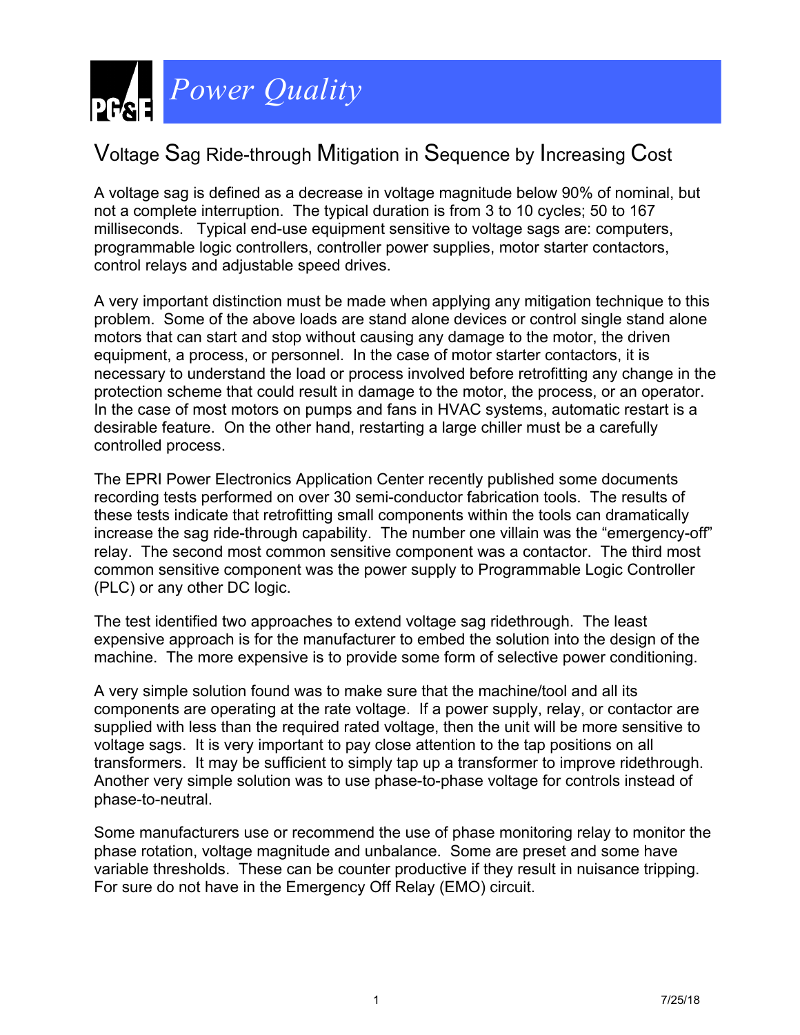# Power Quality

## Voltage Sag Ride-through Mitigation in Sequence by Increasing Cost

A voltage sag is defined as a decrease in voltage magnitude below 90% of nominal, but not a complete interruption. The typical duration is from 3 to 10 cycles; 50 to 167 milliseconds. Typical end-use equipment sensitive to voltage sags are: computers, programmable logic controllers, controller power supplies, motor starter contactors, control relays and adjustable speed drives.

A very important distinction must be made when applying any mitigation technique to this problem. Some of the above loads are stand alone devices or control single stand alone motors that can start and stop without causing any damage to the motor, the driven equipment, a process, or personnel. In the case of motor starter contactors, it is necessary to understand the load or process involved before retrofitting any change in the protection scheme that could result in damage to the motor, the process, or an operator. In the case of most motors on pumps and fans in HVAC systems, automatic restart is a desirable feature. On the other hand, restarting a large chiller must be a carefully controlled process.

The EPRI Power Electronics Application Center recently published some documents recording tests performed on over 30 semi-conductor fabrication tools. The results of these tests indicate that retrofitting small components within the tools can dramatically increase the sag ride-through capability. The number one villain was the "emergency-off" relay. The second most common sensitive component was a contactor. The third most common sensitive component was the power supply to Programmable Logic Controller (PLC) or any other DC logic.

The test identified two approaches to extend voltage sag ridethrough. The least expensive approach is for the manufacturer to embed the solution into the design of the machine. The more expensive is to provide some form of selective power conditioning.

A very simple solution found was to make sure that the machine/tool and all its components are operating at the rate voltage. If a power supply, relay, or contactor are supplied with less than the required rated voltage, then the unit will be more sensitive to voltage sags. It is very important to pay close attention to the tap positions on all transformers. It may be sufficient to simply tap up a transformer to improve ridethrough. Another very simple solution was to use phase-to-phase voltage for controls instead of phase-to-neutral.

Some manufacturers use or recommend the use of phase monitoring relay to monitor the phase rotation, voltage magnitude and unbalance. Some are preset and some have variable thresholds. These can be counter productive if they result in nuisance tripping. For sure do not have in the Emergency Off Relay (EMO) circuit.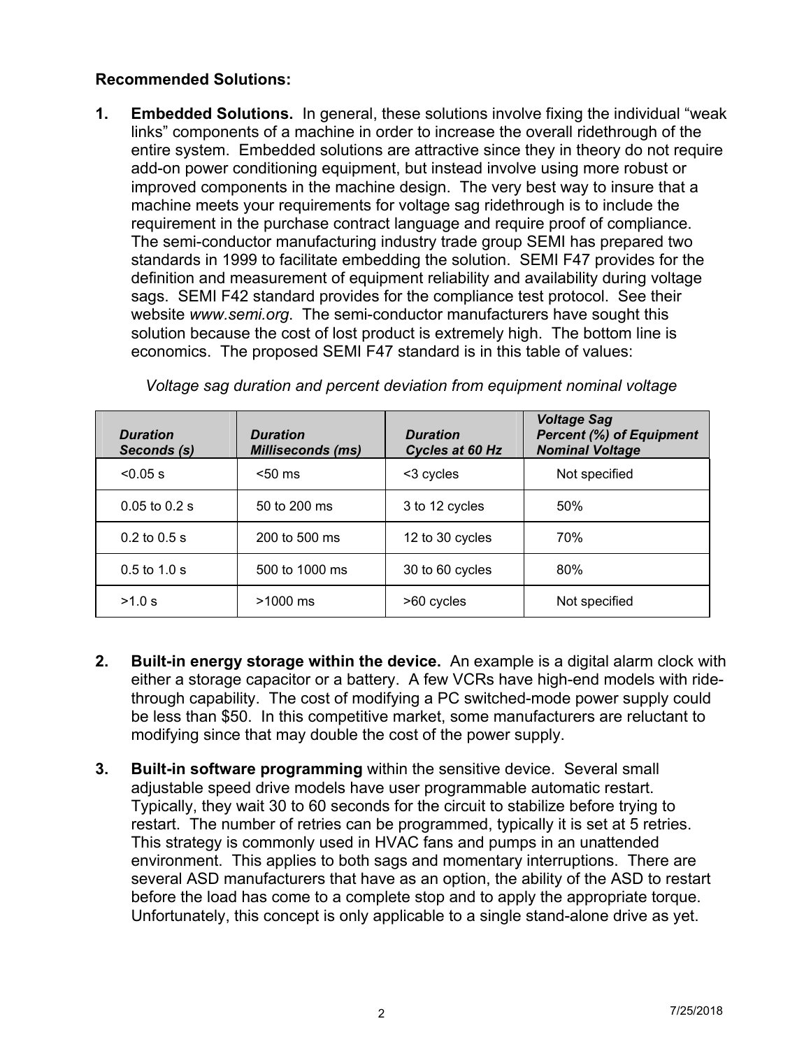**Recommended Solutions:**

1. **Embedded Solutions.** In general, these solutions involve fixing the individual "weak links" components of a machine in order to increase the overall ridethrough of the entire system. Embedded solutions are attractive since they in theory do not require add-on power conditioning equipment, but instead involve using more robust or improved components in the machine design. The very best way to insure that a machine meets your requirements for voltage sag ridethrough is to include the requirement in the purchase contract language and require proof of compliance. The semi-conductor manufacturing industry trade group SEMI has prepared two standards in 1999 to facilitate embedding the solution. SEMI F47 provides for the definition and measurement of equipment reliability and availability during voltage sags. SEMI F42 standard provides for the compliance test protocol. See their website *www.semi.org*. The semi-conductor manufacturers have sought this solution because the cost of lost product is extremely high. The bottom line is economics. The proposed SEMI F47 standard is in this table of values:

   *Voltage sag duration and percent deviation from equipment nominal voltage*

   | *Duration Seconds (s)* | *Duration Milliseconds (ms)* | *Duration Cycles at 60 Hz* | *Voltage Sag Percent (%) of Equipment Nominal Voltage* |
   |---|---|---|---|
   | <0.05 s | <50 ms | <3 cycles | Not specified |
   | 0.05 to 0.2 s | 50 to 200 ms | 3 to 12 cycles | 50% |
   | 0.2 to 0.5 s | 200 to 500 ms | 12 to 30 cycles | 70% |
   | 0.5 to 1.0 s | 500 to 1000 ms | 30 to 60 cycles | 80% |
   | >1.0 s | >1000 ms | >60 cycles | Not specified |

2. **Built-in energy storage within the device.** An example is a digital alarm clock with either a storage capacitor or a battery. A few VCRs have high-end models with ride-through capability. The cost of modifying a PC switched-mode power supply could be less than $50. In this competitive market, some manufacturers are reluctant to modifying since that may double the cost of the power supply.

3. **Built-in software programming** within the sensitive device. Several small adjustable speed drive models have user programmable automatic restart. Typically, they wait 30 to 60 seconds for the circuit to stabilize before trying to restart. The number of retries can be programmed, typically it is set at 5 retries. This strategy is commonly used in HVAC fans and pumps in an unattended environment. This applies to both sags and momentary interruptions. There are several ASD manufacturers that have as an option, the ability of the ASD to restart before the load has come to a complete stop and to apply the appropriate torque. Unfortunately, this concept is only applicable to a single stand-alone drive as yet.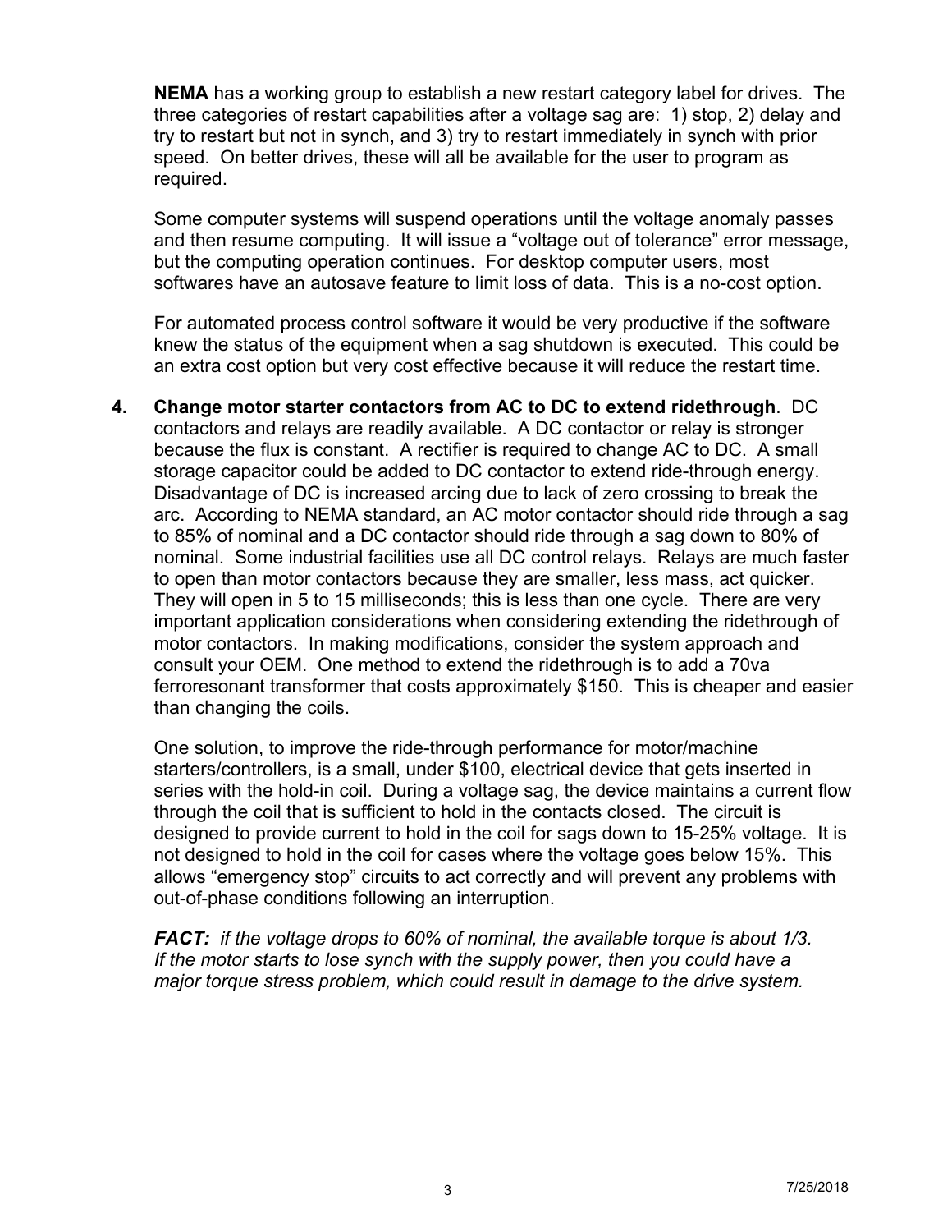**NEMA** has a working group to establish a new restart category label for drives. The three categories of restart capabilities after a voltage sag are: 1) stop, 2) delay and try to restart but not in synch, and 3) try to restart immediately in synch with prior speed. On better drives, these will all be available for the user to program as required.

Some computer systems will suspend operations until the voltage anomaly passes and then resume computing. It will issue a "voltage out of tolerance" error message, but the computing operation continues. For desktop computer users, most softwares have an autosave feature to limit loss of data. This is a no-cost option.

For automated process control software it would be very productive if the software knew the status of the equipment when a sag shutdown is executed. This could be an extra cost option but very cost effective because it will reduce the restart time.

4. **Change motor starter contactors from AC to DC to extend ridethrough**. DC contactors and relays are readily available. A DC contactor or relay is stronger because the flux is constant. A rectifier is required to change AC to DC. A small storage capacitor could be added to DC contactor to extend ride-through energy. Disadvantage of DC is increased arcing due to lack of zero crossing to break the arc. According to NEMA standard, an AC motor contactor should ride through a sag to 85% of nominal and a DC contactor should ride through a sag down to 80% of nominal. Some industrial facilities use all DC control relays. Relays are much faster to open than motor contactors because they are smaller, less mass, act quicker. They will open in 5 to 15 milliseconds; this is less than one cycle. There are very important application considerations when considering extending the ridethrough of motor contactors. In making modifications, consider the system approach and consult your OEM. One method to extend the ridethrough is to add a 70va ferroresonant transformer that costs approximately $150. This is cheaper and easier than changing the coils.

   One solution, to improve the ride-through performance for motor/machine starters/controllers, is a small, under $100, electrical device that gets inserted in series with the hold-in coil. During a voltage sag, the device maintains a current flow through the coil that is sufficient to hold in the contacts closed. The circuit is designed to provide current to hold in the coil for sags down to 15-25% voltage. It is not designed to hold in the coil for cases where the voltage goes below 15%. This allows "emergency stop" circuits to act correctly and will prevent any problems with out-of-phase conditions following an interruption.

   ***FACT:*** *if the voltage drops to 60% of nominal, the available torque is about 1/3. If the motor starts to lose synch with the supply power, then you could have a major torque stress problem, which could result in damage to the drive system.*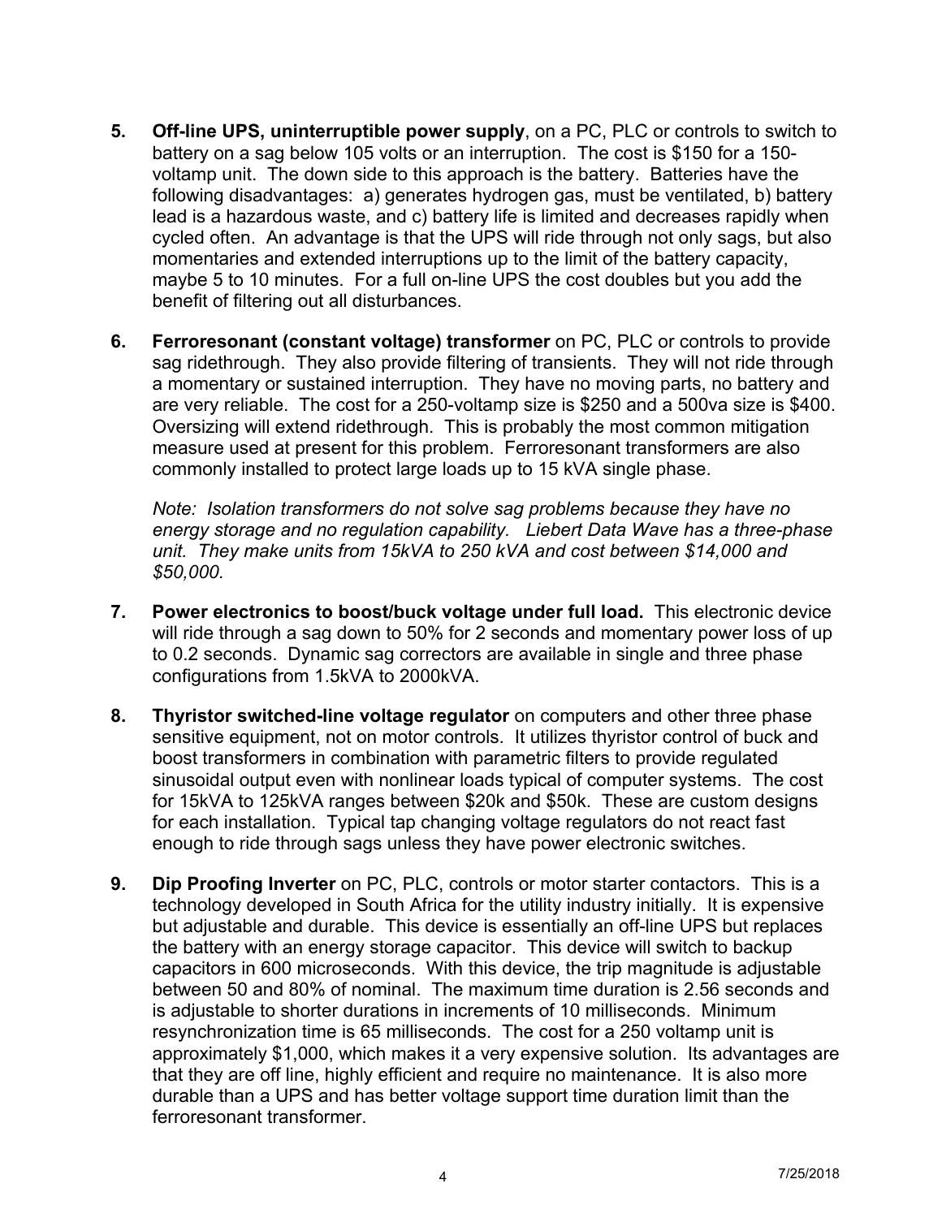5. **Off-line UPS, uninterruptible power supply**, on a PC, PLC or controls to switch to battery on a sag below 105 volts or an interruption. The cost is $150 for a 150-voltamp unit. The down side to this approach is the battery. Batteries have the following disadvantages: a) generates hydrogen gas, must be ventilated, b) battery lead is a hazardous waste, and c) battery life is limited and decreases rapidly when cycled often. An advantage is that the UPS will ride through not only sags, but also momentaries and extended interruptions up to the limit of the battery capacity, maybe 5 to 10 minutes. For a full on-line UPS the cost doubles but you add the benefit of filtering out all disturbances.

6. **Ferroresonant (constant voltage) transformer** on PC, PLC or controls to provide sag ridethrough. They also provide filtering of transients. They will not ride through a momentary or sustained interruption. They have no moving parts, no battery and are very reliable. The cost for a 250-voltamp size is $250 and a 500va size is $400. Oversizing will extend ridethrough. This is probably the most common mitigation measure used at present for this problem. Ferroresonant transformers are also commonly installed to protect large loads up to 15 kVA single phase.

   *Note: Isolation transformers do not solve sag problems because they have no energy storage and no regulation capability. Liebert Data Wave has a three-phase unit. They make units from 15kVA to 250 kVA and cost between $14,000 and $50,000.*

7. **Power electronics to boost/buck voltage under full load.** This electronic device will ride through a sag down to 50% for 2 seconds and momentary power loss of up to 0.2 seconds. Dynamic sag correctors are available in single and three phase configurations from 1.5kVA to 2000kVA.

8. **Thyristor switched-line voltage regulator** on computers and other three phase sensitive equipment, not on motor controls. It utilizes thyristor control of buck and boost transformers in combination with parametric filters to provide regulated sinusoidal output even with nonlinear loads typical of computer systems. The cost for 15kVA to 125kVA ranges between $20k and $50k. These are custom designs for each installation. Typical tap changing voltage regulators do not react fast enough to ride through sags unless they have power electronic switches.

9. **Dip Proofing Inverter** on PC, PLC, controls or motor starter contactors. This is a technology developed in South Africa for the utility industry initially. It is expensive but adjustable and durable. This device is essentially an off-line UPS but replaces the battery with an energy storage capacitor. This device will switch to backup capacitors in 600 microseconds. With this device, the trip magnitude is adjustable between 50 and 80% of nominal. The maximum time duration is 2.56 seconds and is adjustable to shorter durations in increments of 10 milliseconds. Minimum resynchronization time is 65 milliseconds. The cost for a 250 voltamp unit is approximately $1,000, which makes it a very expensive solution. Its advantages are that they are off line, highly efficient and require no maintenance. It is also more durable than a UPS and has better voltage support time duration limit than the ferroresonant transformer.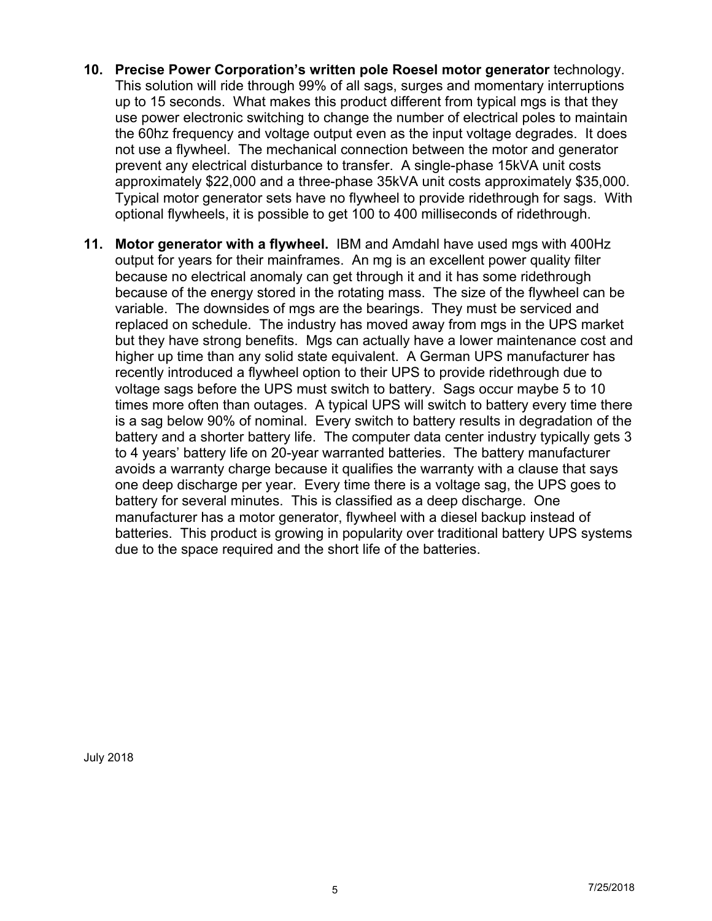10. **Precise Power Corporation's written pole Roesel motor generator** technology. This solution will ride through 99% of all sags, surges and momentary interruptions up to 15 seconds. What makes this product different from typical mgs is that they use power electronic switching to change the number of electrical poles to maintain the 60hz frequency and voltage output even as the input voltage degrades. It does not use a flywheel. The mechanical connection between the motor and generator prevent any electrical disturbance to transfer. A single-phase 15kVA unit costs approximately $22,000 and a three-phase 35kVA unit costs approximately $35,000. Typical motor generator sets have no flywheel to provide ridethrough for sags. With optional flywheels, it is possible to get 100 to 400 milliseconds of ridethrough.

11. **Motor generator with a flywheel.** IBM and Amdahl have used mgs with 400Hz output for years for their mainframes. An mg is an excellent power quality filter because no electrical anomaly can get through it and it has some ridethrough because of the energy stored in the rotating mass. The size of the flywheel can be variable. The downsides of mgs are the bearings. They must be serviced and replaced on schedule. The industry has moved away from mgs in the UPS market but they have strong benefits. Mgs can actually have a lower maintenance cost and higher up time than any solid state equivalent. A German UPS manufacturer has recently introduced a flywheel option to their UPS to provide ridethrough due to voltage sags before the UPS must switch to battery. Sags occur maybe 5 to 10 times more often than outages. A typical UPS will switch to battery every time there is a sag below 90% of nominal. Every switch to battery results in degradation of the battery and a shorter battery life. The computer data center industry typically gets 3 to 4 years' battery life on 20-year warranted batteries. The battery manufacturer avoids a warranty charge because it qualifies the warranty with a clause that says one deep discharge per year. Every time there is a voltage sag, the UPS goes to battery for several minutes. This is classified as a deep discharge. One manufacturer has a motor generator, flywheel with a diesel backup instead of batteries. This product is growing in popularity over traditional battery UPS systems due to the space required and the short life of the batteries.

July 2018